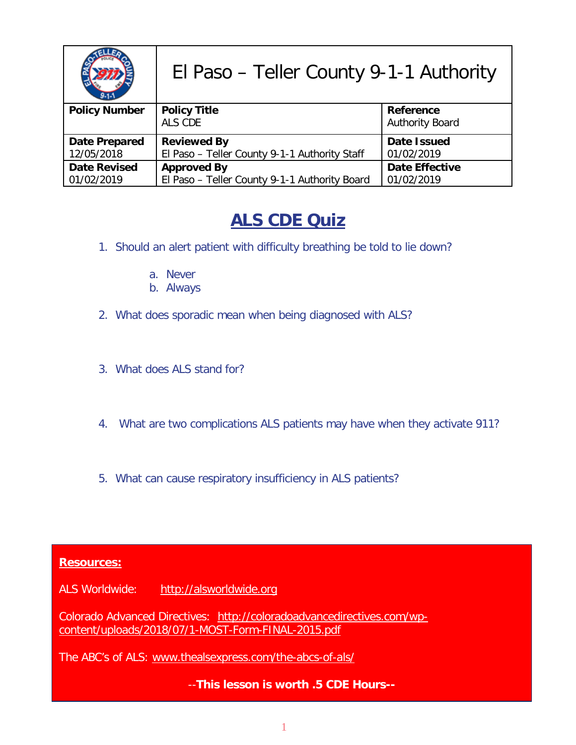# El Paso – Teller County 9-1-1 Authority

| Policy Number | Policy Title<br>ALS CDE | Reference<br>Authority Board |
|---|---|---|
| **Date Prepared**<br>12/05/2018 | **Reviewed By**<br>El Paso – Teller County 9-1-1 Authority Staff | **Date Issued**<br>01/02/2019 |
| **Date Revised**<br>01/02/2019 | **Approved By**<br>El Paso – Teller County 9-1-1 Authority Board | **Date Effective**<br>01/02/2019 |

## ALS CDE Quiz

1. Should an alert patient with difficulty breathing be told to lie down?

   a. Never
   b. Always

2. What does sporadic mean when being diagnosed with ALS?

3. What does ALS stand for?

4. What are two complications ALS patients may have when they activate 911?

5. What can cause respiratory insufficiency in ALS patients?

**Resources:**

ALS Worldwide: http://alsworldwide.org

Colorado Advanced Directives: http://coloradoadvancedirectives.com/wp-content/uploads/2018/07/1-MOST-Form-FINAL-2015.pdf

The ABC's of ALS: www.thealsexpress.com/the-abcs-of-als/

**--This lesson is worth .5 CDE Hours--**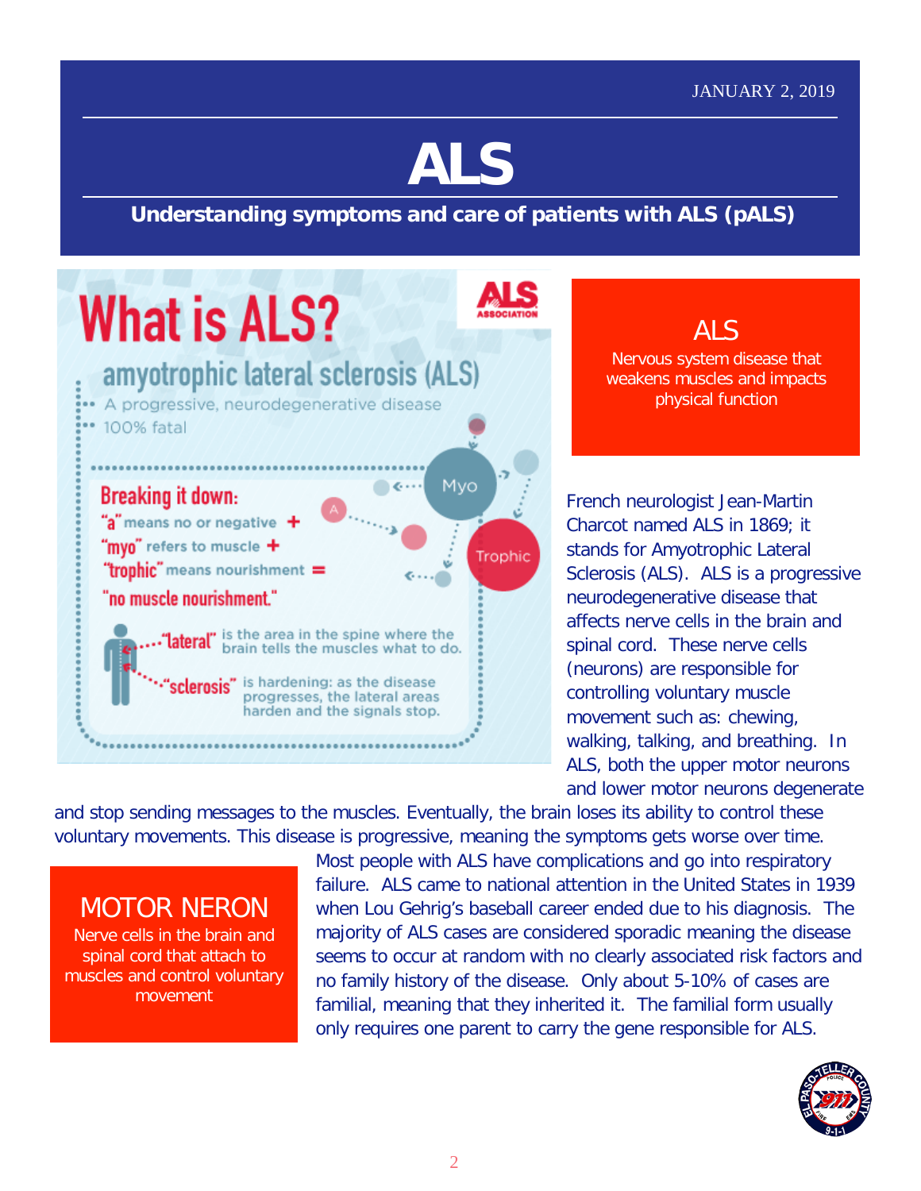JANUARY 2, 2019

# ALS

**Understanding symptoms and care of patients with ALS (pALS)**

## What is ALS?

amyotrophic lateral sclerosis (ALS)

- A progressive, neurodegenerative disease
- 100% fatal

**Breaking it down:**

"a" means no or negative +
"myo" refers to muscle +
"trophic" means nourishment =
"no muscle nourishment."

"lateral" is the area in the spine where the brain tells the muscles what to do.

"sclerosis" is hardening: as the disease progresses, the lateral areas harden and the signals stop.

### ALS

Nervous system disease that weakens muscles and impacts physical function

French neurologist Jean-Martin Charcot named ALS in 1869; it stands for Amyotrophic Lateral Sclerosis (ALS). ALS is a progressive neurodegenerative disease that affects nerve cells in the brain and spinal cord. These nerve cells (neurons) are responsible for controlling voluntary muscle movement such as: chewing, walking, talking, and breathing. In ALS, both the upper motor neurons and lower motor neurons degenerate and stop sending messages to the muscles. Eventually, the brain loses its ability to control these voluntary movements. This disease is progressive, meaning the symptoms gets worse over time. Most people with ALS have complications and go into respiratory failure. ALS came to national attention in the United States in 1939 when Lou Gehrig's baseball career ended due to his diagnosis. The majority of ALS cases are considered sporadic meaning the disease seems to occur at random with no clearly associated risk factors and no family history of the disease. Only about 5-10% of cases are familial, meaning that they inherited it. The familial form usually only requires one parent to carry the gene responsible for ALS.

### MOTOR NERON

Nerve cells in the brain and spinal cord that attach to muscles and control voluntary movement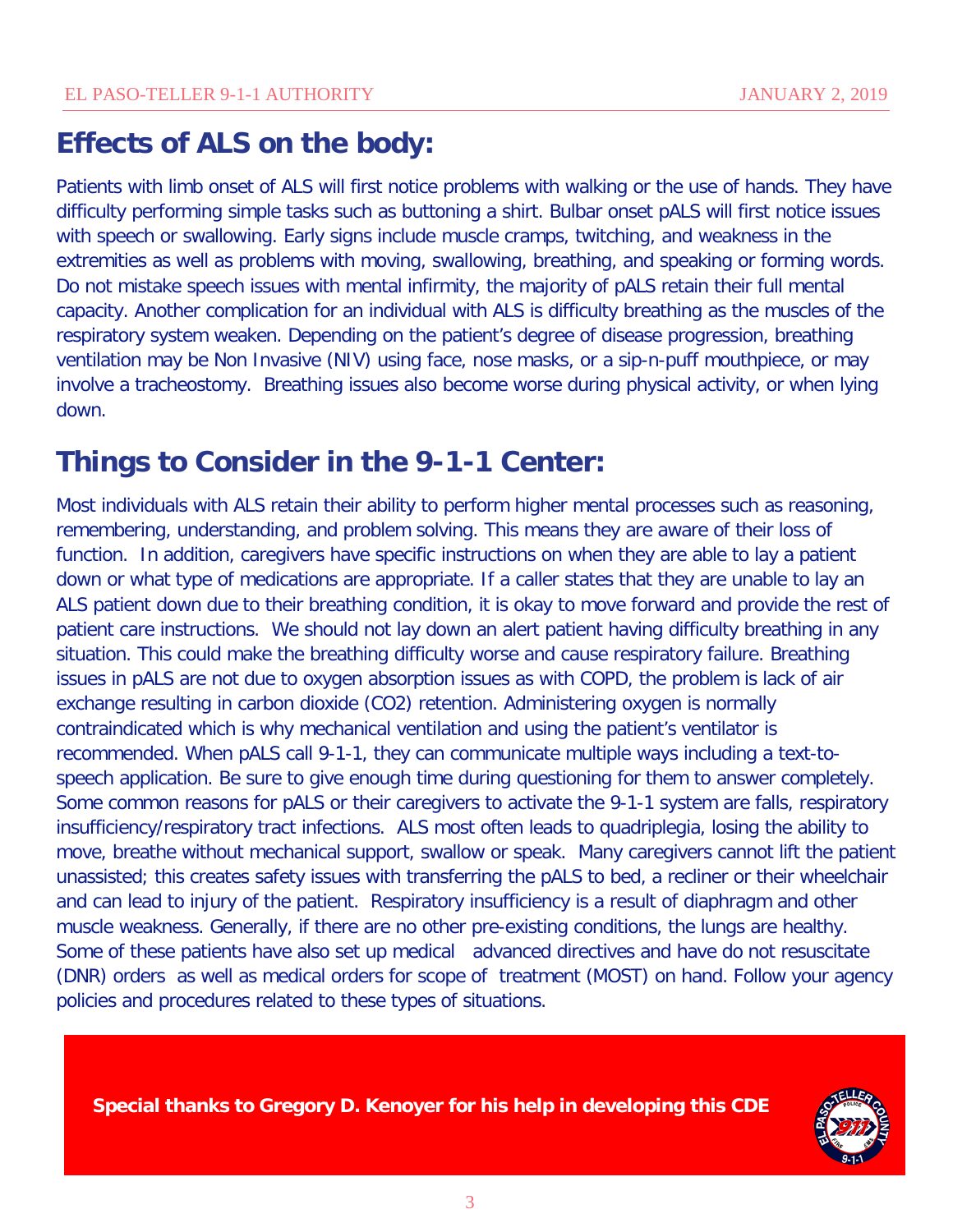## Effects of ALS on the body:

Patients with limb onset of ALS will first notice problems with walking or the use of hands. They have difficulty performing simple tasks such as buttoning a shirt. Bulbar onset pALS will first notice issues with speech or swallowing. Early signs include muscle cramps, twitching, and weakness in the extremities as well as problems with moving, swallowing, breathing, and speaking or forming words. Do not mistake speech issues with mental infirmity, the majority of pALS retain their full mental capacity. Another complication for an individual with ALS is difficulty breathing as the muscles of the respiratory system weaken. Depending on the patient's degree of disease progression, breathing ventilation may be Non Invasive (NIV) using face, nose masks, or a sip-n-puff mouthpiece, or may involve a tracheostomy. Breathing issues also become worse during physical activity, or when lying down.

## Things to Consider in the 9-1-1 Center:

Most individuals with ALS retain their ability to perform higher mental processes such as reasoning, remembering, understanding, and problem solving. This means they are aware of their loss of function. In addition, caregivers have specific instructions on when they are able to lay a patient down or what type of medications are appropriate. If a caller states that they are unable to lay an ALS patient down due to their breathing condition, it is okay to move forward and provide the rest of patient care instructions. We should not lay down an alert patient having difficulty breathing in any situation. This could make the breathing difficulty worse and cause respiratory failure. Breathing issues in pALS are not due to oxygen absorption issues as with COPD, the problem is lack of air exchange resulting in carbon dioxide ($CO_2$) retention. Administering oxygen is normally contraindicated which is why mechanical ventilation and using the patient's ventilator is recommended. When pALS call 9-1-1, they can communicate multiple ways including a text-to-speech application. Be sure to give enough time during questioning for them to answer completely. Some common reasons for pALS or their caregivers to activate the 9-1-1 system are falls, respiratory insufficiency/respiratory tract infections. ALS most often leads to quadriplegia, losing the ability to move, breathe without mechanical support, swallow or speak. Many caregivers cannot lift the patient unassisted; this creates safety issues with transferring the pALS to bed, a recliner or their wheelchair and can lead to injury of the patient. Respiratory insufficiency is a result of diaphragm and other muscle weakness. Generally, if there are no other pre-existing conditions, the lungs are healthy. Some of these patients have also set up medical advanced directives and have do not resuscitate (DNR) orders as well as medical orders for scope of treatment (MOST) on hand. Follow your agency policies and procedures related to these types of situations.

**Special thanks to Gregory D. Kenoyer for his help in developing this CDE**